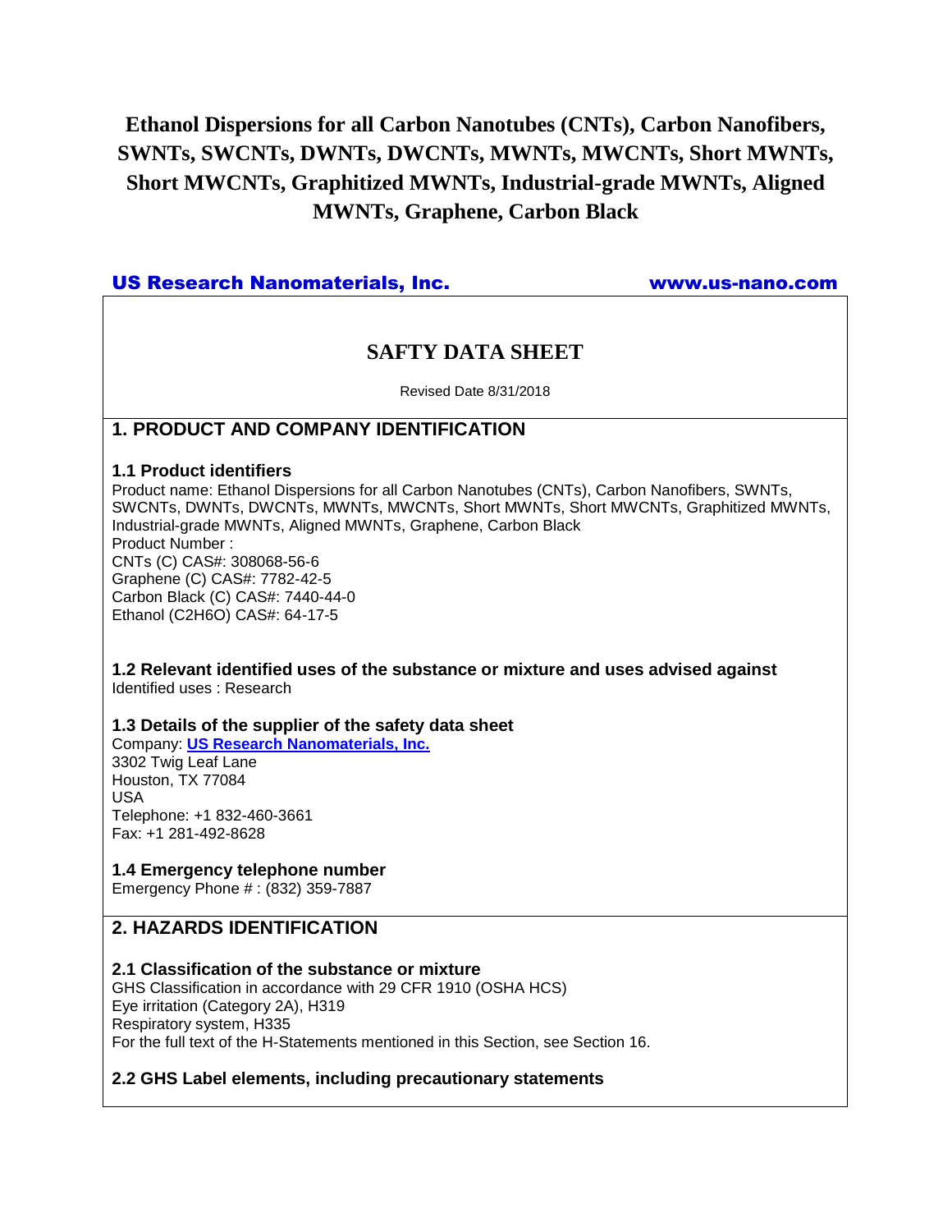# Ethanol Dispersions for all Carbon Nanotubes (CNTs), Carbon Nanofibers, SWNTs, SWCNTs, DWNTs, DWCNTs, MWNTs, MWCNTs, Short MWNTs, Short MWCNTs, Graphitized MWNTs, Industrial-grade MWNTs, Aligned MWNTs, Graphene, Carbon Black

US Research Nanomaterials, Inc. www.us-nano.com

## SAFTY DATA SHEET

Revised Date 8/31/2018

## 1. PRODUCT AND COMPANY IDENTIFICATION

### 1.1 Product identifiers

Product name: Ethanol Dispersions for all Carbon Nanotubes (CNTs), Carbon Nanofibers, SWNTs, SWCNTs, DWNTs, DWCNTs, MWNTs, MWCNTs, Short MWNTs, Short MWCNTs, Graphitized MWNTs, Industrial-grade MWNTs, Aligned MWNTs, Graphene, Carbon Black
Product Number :
CNTs (C) CAS#: 308068-56-6
Graphene (C) CAS#: 7782-42-5
Carbon Black (C) CAS#: 7440-44-0
Ethanol ($C_2H_6O$) CAS#: 64-17-5

### 1.2 Relevant identified uses of the substance or mixture and uses advised against

Identified uses : Research

### 1.3 Details of the supplier of the safety data sheet

Company: **US Research Nanomaterials, Inc.**
3302 Twig Leaf Lane
Houston, TX 77084
USA
Telephone: +1 832-460-3661
Fax: +1 281-492-8628

### 1.4 Emergency telephone number

Emergency Phone # : (832) 359-7887

## 2. HAZARDS IDENTIFICATION

### 2.1 Classification of the substance or mixture

GHS Classification in accordance with 29 CFR 1910 (OSHA HCS)
Eye irritation (Category 2A), H319
Respiratory system, H335
For the full text of the H-Statements mentioned in this Section, see Section 16.

### 2.2 GHS Label elements, including precautionary statements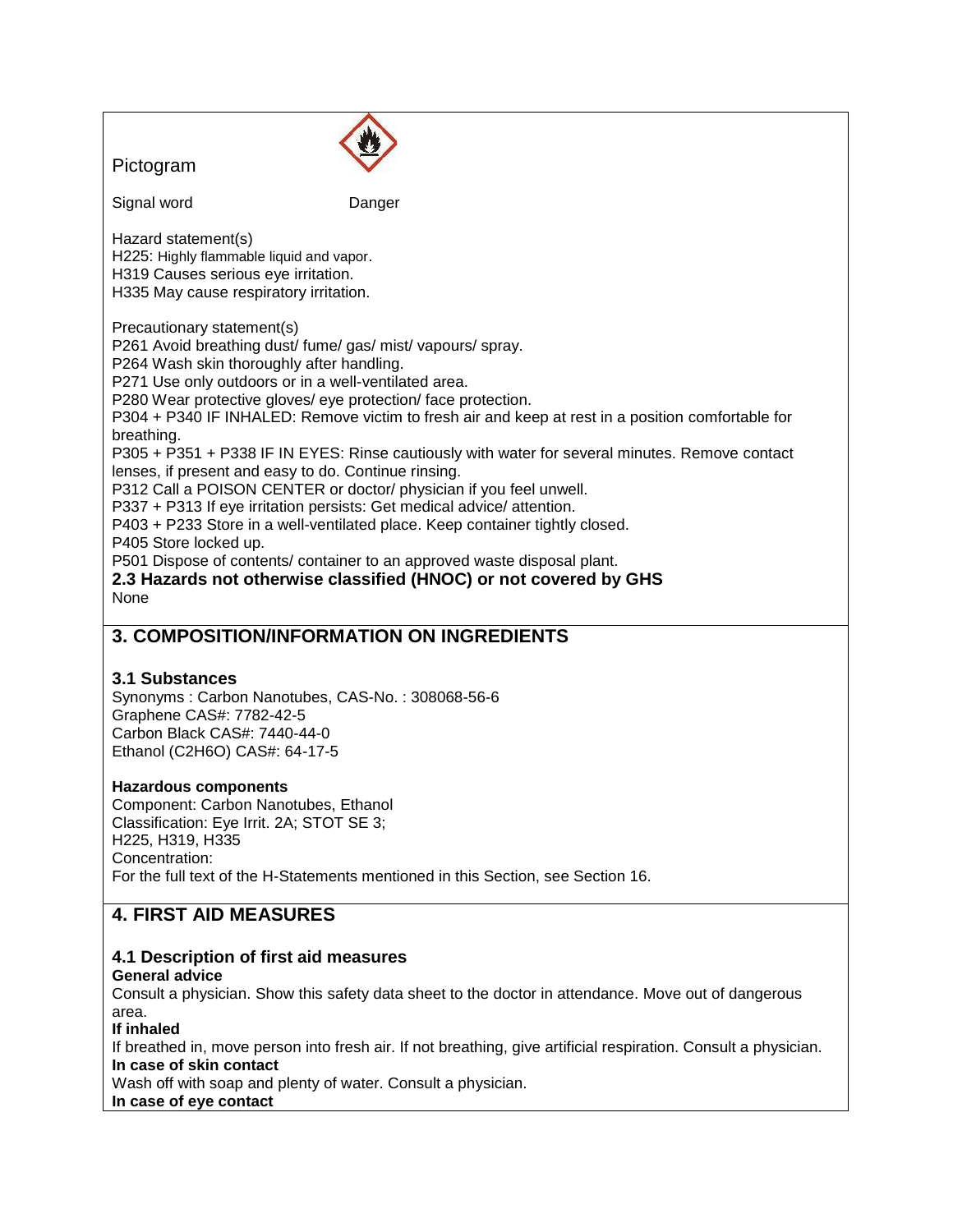Pictogram

Signal word Danger

Hazard statement(s)
H225: Highly flammable liquid and vapor.
H319 Causes serious eye irritation.
H335 May cause respiratory irritation.

Precautionary statement(s)
P261 Avoid breathing dust/ fume/ gas/ mist/ vapours/ spray.
P264 Wash skin thoroughly after handling.
P271 Use only outdoors or in a well-ventilated area.
P280 Wear protective gloves/ eye protection/ face protection.
P304 + P340 IF INHALED: Remove victim to fresh air and keep at rest in a position comfortable for breathing.
P305 + P351 + P338 IF IN EYES: Rinse cautiously with water for several minutes. Remove contact lenses, if present and easy to do. Continue rinsing.
P312 Call a POISON CENTER or doctor/ physician if you feel unwell.
P337 + P313 If eye irritation persists: Get medical advice/ attention.
P403 + P233 Store in a well-ventilated place. Keep container tightly closed.
P405 Store locked up.
P501 Dispose of contents/ container to an approved waste disposal plant.

### 2.3 Hazards not otherwise classified (HNOC) or not covered by GHS

None

## 3. COMPOSITION/INFORMATION ON INGREDIENTS

### 3.1 Substances

Synonyms : Carbon Nanotubes, CAS-No. : 308068-56-6
Graphene CAS#: 7782-42-5
Carbon Black CAS#: 7440-44-0
Ethanol ($C_2H_6O$) CAS#: 64-17-5

**Hazardous components**
Component: Carbon Nanotubes, Ethanol
Classification: Eye Irrit. 2A; STOT SE 3;
H225, H319, H335
Concentration:
For the full text of the H-Statements mentioned in this Section, see Section 16.

## 4. FIRST AID MEASURES

### 4.1 Description of first aid measures

**General advice**
Consult a physician. Show this safety data sheet to the doctor in attendance. Move out of dangerous area.
**If inhaled**
If breathed in, move person into fresh air. If not breathing, give artificial respiration. Consult a physician.
**In case of skin contact**
Wash off with soap and plenty of water. Consult a physician.
**In case of eye contact**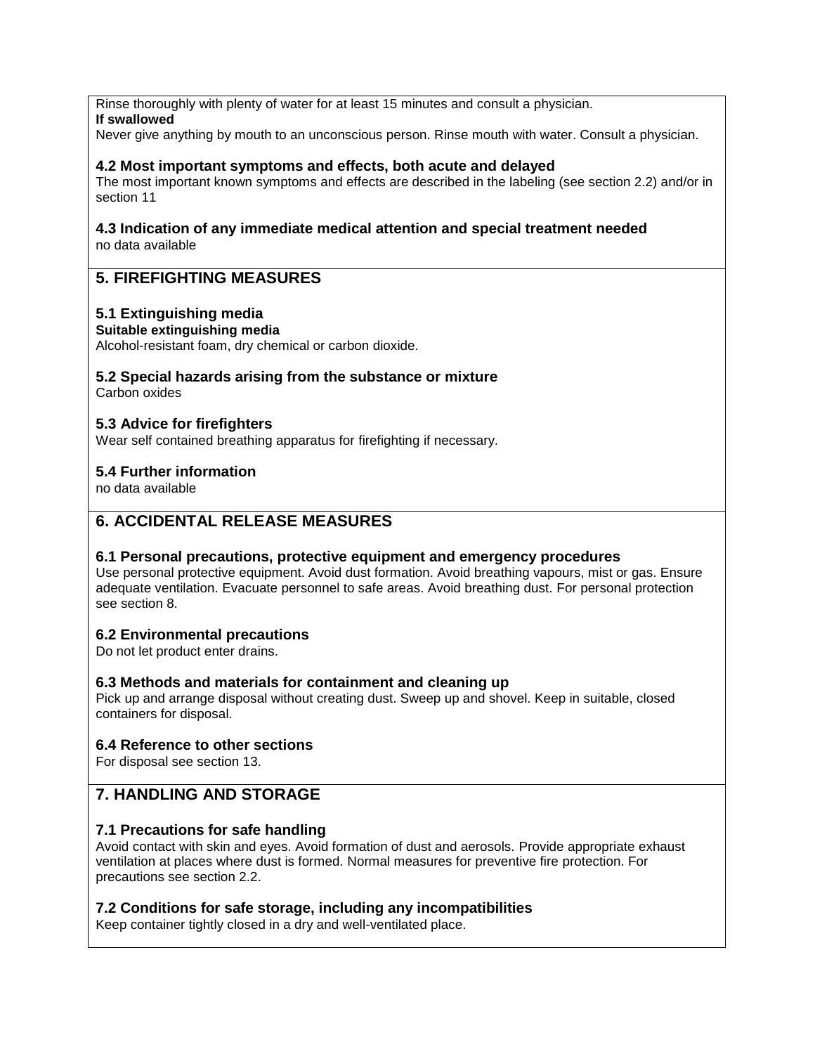Rinse thoroughly with plenty of water for at least 15 minutes and consult a physician.

**If swallowed**

Never give anything by mouth to an unconscious person. Rinse mouth with water. Consult a physician.

### 4.2 Most important symptoms and effects, both acute and delayed

The most important known symptoms and effects are described in the labeling (see section 2.2) and/or in section 11

### 4.3 Indication of any immediate medical attention and special treatment needed

no data available

## 5. FIREFIGHTING MEASURES

### 5.1 Extinguishing media

**Suitable extinguishing media**

Alcohol-resistant foam, dry chemical or carbon dioxide.

### 5.2 Special hazards arising from the substance or mixture

Carbon oxides

### 5.3 Advice for firefighters

Wear self contained breathing apparatus for firefighting if necessary.

### 5.4 Further information

no data available

## 6. ACCIDENTAL RELEASE MEASURES

### 6.1 Personal precautions, protective equipment and emergency procedures

Use personal protective equipment. Avoid dust formation. Avoid breathing vapours, mist or gas. Ensure adequate ventilation. Evacuate personnel to safe areas. Avoid breathing dust. For personal protection see section 8.

### 6.2 Environmental precautions

Do not let product enter drains.

### 6.3 Methods and materials for containment and cleaning up

Pick up and arrange disposal without creating dust. Sweep up and shovel. Keep in suitable, closed containers for disposal.

### 6.4 Reference to other sections

For disposal see section 13.

## 7. HANDLING AND STORAGE

### 7.1 Precautions for safe handling

Avoid contact with skin and eyes. Avoid formation of dust and aerosols. Provide appropriate exhaust ventilation at places where dust is formed. Normal measures for preventive fire protection. For precautions see section 2.2.

### 7.2 Conditions for safe storage, including any incompatibilities

Keep container tightly closed in a dry and well-ventilated place.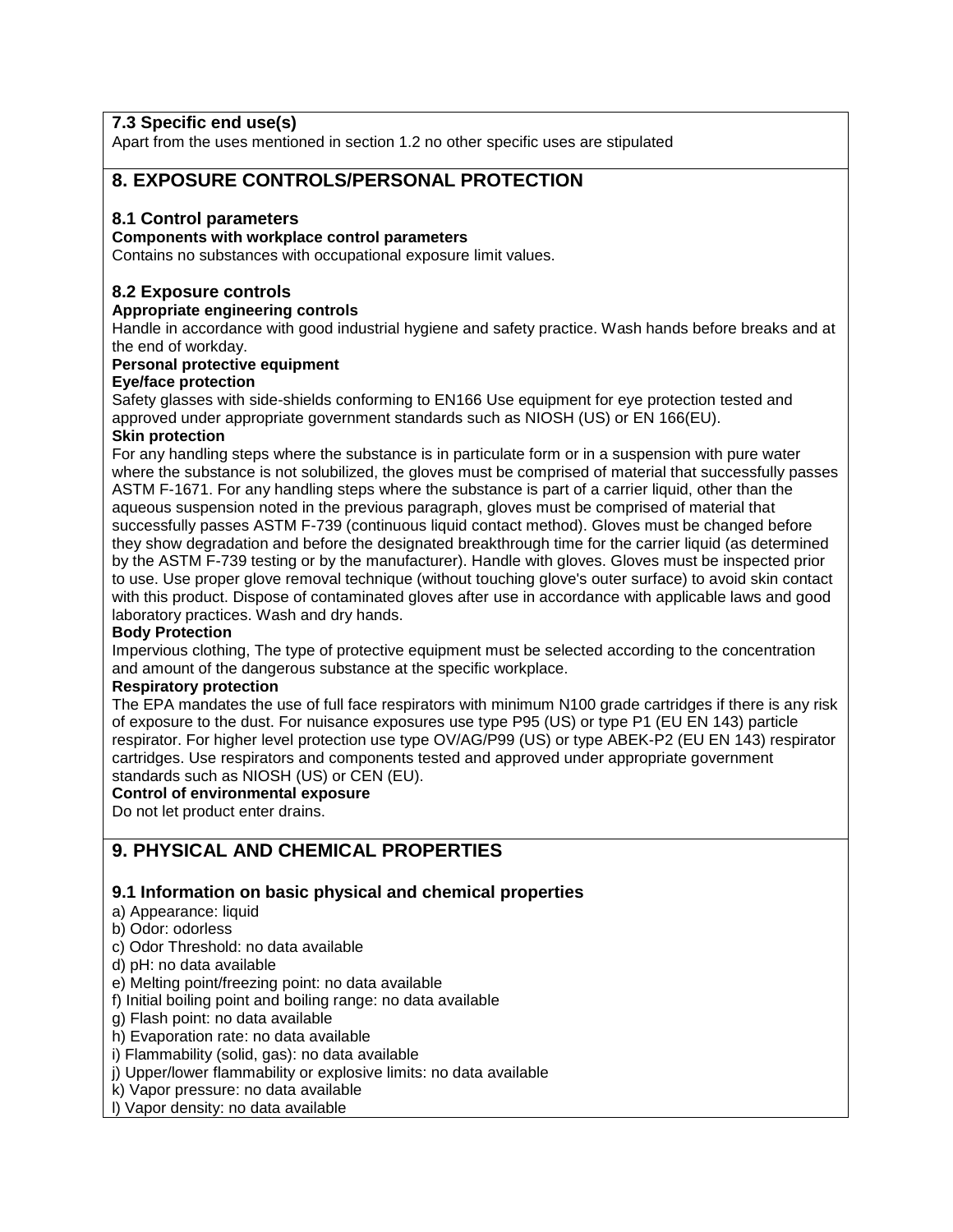### 7.3 Specific end use(s)

Apart from the uses mentioned in section 1.2 no other specific uses are stipulated

## 8. EXPOSURE CONTROLS/PERSONAL PROTECTION

### 8.1 Control parameters

**Components with workplace control parameters**

Contains no substances with occupational exposure limit values.

### 8.2 Exposure controls

**Appropriate engineering controls**

Handle in accordance with good industrial hygiene and safety practice. Wash hands before breaks and at the end of workday.

**Personal protective equipment**

**Eye/face protection**

Safety glasses with side-shields conforming to EN166 Use equipment for eye protection tested and approved under appropriate government standards such as NIOSH (US) or EN 166(EU).

**Skin protection**

For any handling steps where the substance is in particulate form or in a suspension with pure water where the substance is not solubilized, the gloves must be comprised of material that successfully passes ASTM F-1671. For any handling steps where the substance is part of a carrier liquid, other than the aqueous suspension noted in the previous paragraph, gloves must be comprised of material that successfully passes ASTM F-739 (continuous liquid contact method). Gloves must be changed before they show degradation and before the designated breakthrough time for the carrier liquid (as determined by the ASTM F-739 testing or by the manufacturer). Handle with gloves. Gloves must be inspected prior to use. Use proper glove removal technique (without touching glove's outer surface) to avoid skin contact with this product. Dispose of contaminated gloves after use in accordance with applicable laws and good laboratory practices. Wash and dry hands.

**Body Protection**

Impervious clothing, The type of protective equipment must be selected according to the concentration and amount of the dangerous substance at the specific workplace.

**Respiratory protection**

The EPA mandates the use of full face respirators with minimum N100 grade cartridges if there is any risk of exposure to the dust. For nuisance exposures use type P95 (US) or type P1 (EU EN 143) particle respirator. For higher level protection use type OV/AG/P99 (US) or type ABEK-P2 (EU EN 143) respirator cartridges. Use respirators and components tested and approved under appropriate government standards such as NIOSH (US) or CEN (EU).

**Control of environmental exposure**

Do not let product enter drains.

## 9. PHYSICAL AND CHEMICAL PROPERTIES

### 9.1 Information on basic physical and chemical properties

a) Appearance: liquid
b) Odor: odorless
c) Odor Threshold: no data available
d) pH: no data available
e) Melting point/freezing point: no data available
f) Initial boiling point and boiling range: no data available
g) Flash point: no data available
h) Evaporation rate: no data available
i) Flammability (solid, gas): no data available
j) Upper/lower flammability or explosive limits: no data available
k) Vapor pressure: no data available
l) Vapor density: no data available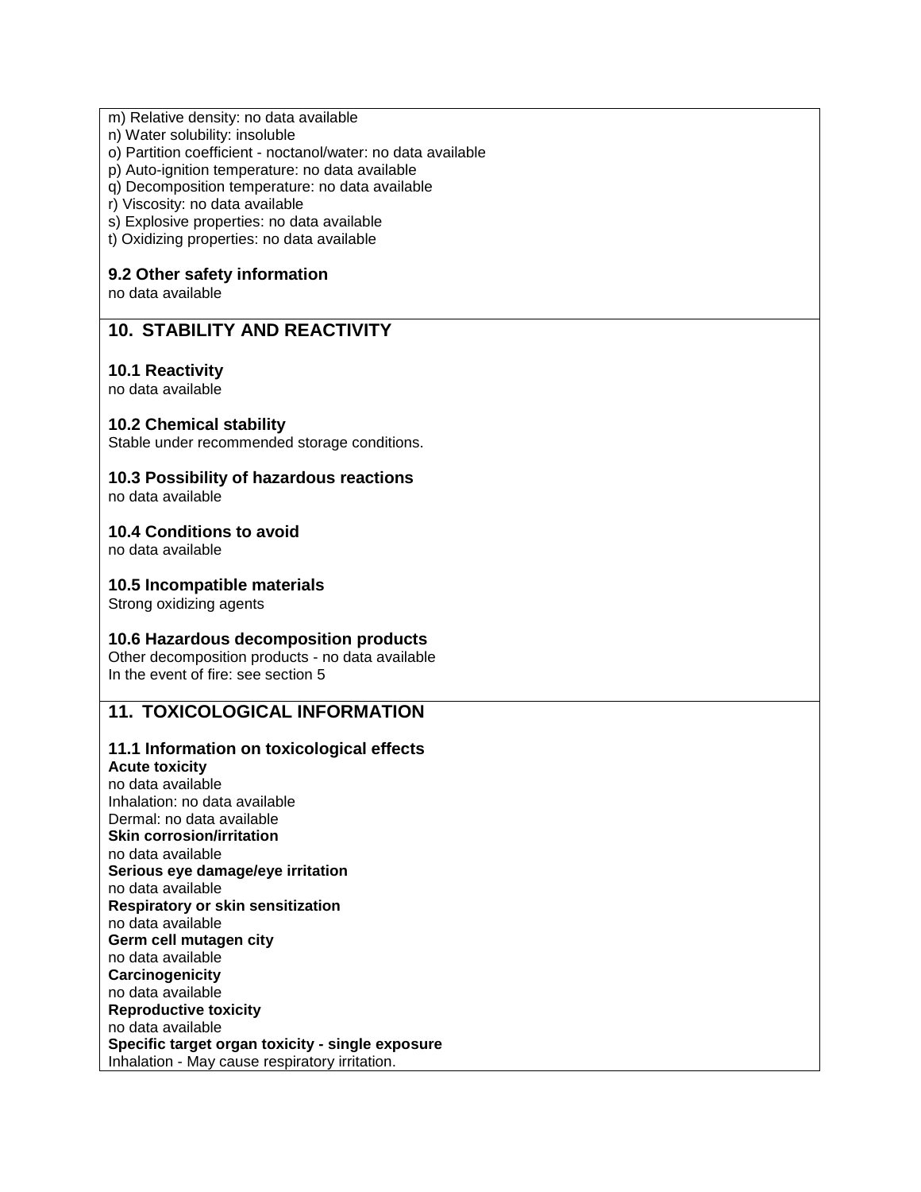m) Relative density: no data available
n) Water solubility: insoluble
o) Partition coefficient - noctanol/water: no data available
p) Auto-ignition temperature: no data available
q) Decomposition temperature: no data available
r) Viscosity: no data available
s) Explosive properties: no data available
t) Oxidizing properties: no data available

### 9.2 Other safety information

no data available

## 10. STABILITY AND REACTIVITY

### 10.1 Reactivity

no data available

### 10.2 Chemical stability

Stable under recommended storage conditions.

### 10.3 Possibility of hazardous reactions

no data available

### 10.4 Conditions to avoid

no data available

### 10.5 Incompatible materials

Strong oxidizing agents

### 10.6 Hazardous decomposition products

Other decomposition products - no data available
In the event of fire: see section 5

## 11. TOXICOLOGICAL INFORMATION

### 11.1 Information on toxicological effects

**Acute toxicity**
no data available
Inhalation: no data available
Dermal: no data available
**Skin corrosion/irritation**
no data available
**Serious eye damage/eye irritation**
no data available
**Respiratory or skin sensitization**
no data available
**Germ cell mutagen city**
no data available
**Carcinogenicity**
no data available
**Reproductive toxicity**
no data available
**Specific target organ toxicity - single exposure**
Inhalation - May cause respiratory irritation.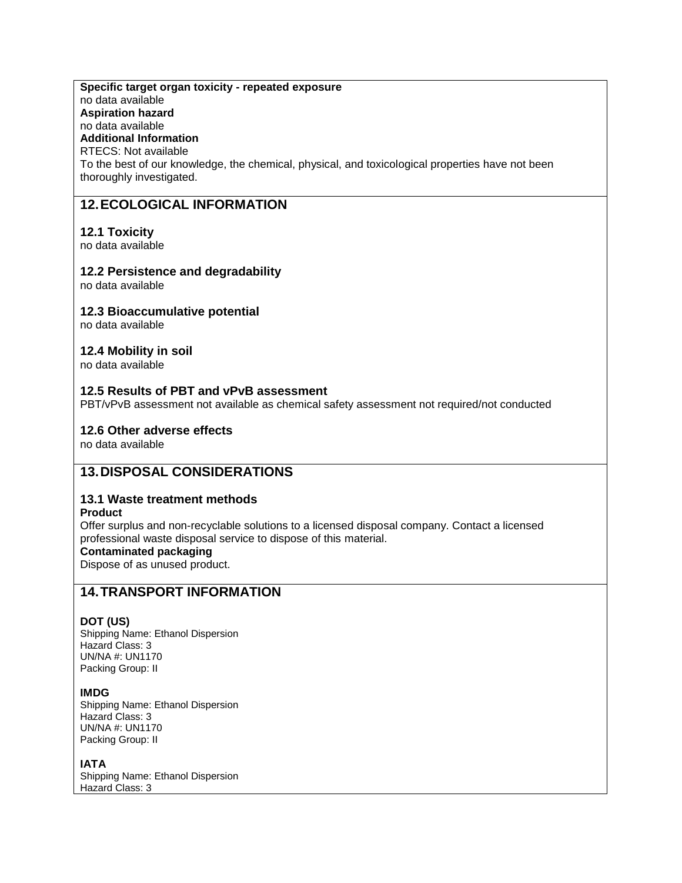**Specific target organ toxicity - repeated exposure**
no data available
**Aspiration hazard**
no data available
**Additional Information**
RTECS: Not available
To the best of our knowledge, the chemical, physical, and toxicological properties have not been thoroughly investigated.

## 12. ECOLOGICAL INFORMATION

### 12.1 Toxicity
no data available

### 12.2 Persistence and degradability
no data available

### 12.3 Bioaccumulative potential
no data available

### 12.4 Mobility in soil
no data available

### 12.5 Results of PBT and vPvB assessment
PBT/vPvB assessment not available as chemical safety assessment not required/not conducted

### 12.6 Other adverse effects
no data available

## 13. DISPOSAL CONSIDERATIONS

### 13.1 Waste treatment methods
**Product**
Offer surplus and non-recyclable solutions to a licensed disposal company. Contact a licensed professional waste disposal service to dispose of this material.
**Contaminated packaging**
Dispose of as unused product.

## 14. TRANSPORT INFORMATION

**DOT (US)**
Shipping Name: Ethanol Dispersion
Hazard Class: 3
UN/NA #: UN1170
Packing Group: II

**IMDG**
Shipping Name: Ethanol Dispersion
Hazard Class: 3
UN/NA #: UN1170
Packing Group: II

**IATA**
Shipping Name: Ethanol Dispersion
Hazard Class: 3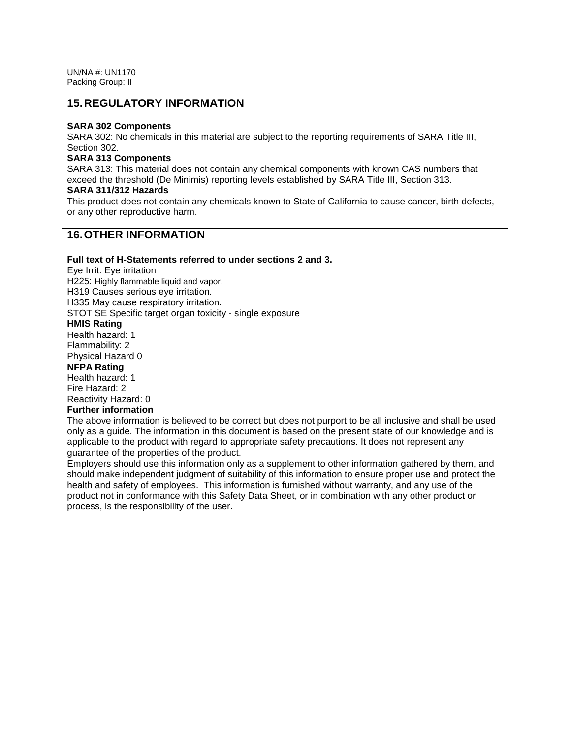UN/NA #: UN1170
Packing Group: II

## 15. REGULATORY INFORMATION

**SARA 302 Components**
SARA 302: No chemicals in this material are subject to the reporting requirements of SARA Title III, Section 302.
**SARA 313 Components**
SARA 313: This material does not contain any chemical components with known CAS numbers that exceed the threshold (De Minimis) reporting levels established by SARA Title III, Section 313.
**SARA 311/312 Hazards**
This product does not contain any chemicals known to State of California to cause cancer, birth defects, or any other reproductive harm.

## 16. OTHER INFORMATION

**Full text of H-Statements referred to under sections 2 and 3.**
Eye Irrit. Eye irritation
H225: Highly flammable liquid and vapor.
H319 Causes serious eye irritation.
H335 May cause respiratory irritation.
STOT SE Specific target organ toxicity - single exposure
**HMIS Rating**
Health hazard: 1
Flammability: 2
Physical Hazard 0
**NFPA Rating**
Health hazard: 1
Fire Hazard: 2
Reactivity Hazard: 0
**Further information**
The above information is believed to be correct but does not purport to be all inclusive and shall be used only as a guide. The information in this document is based on the present state of our knowledge and is applicable to the product with regard to appropriate safety precautions. It does not represent any guarantee of the properties of the product.
Employers should use this information only as a supplement to other information gathered by them, and should make independent judgment of suitability of this information to ensure proper use and protect the health and safety of employees. This information is furnished without warranty, and any use of the product not in conformance with this Safety Data Sheet, or in combination with any other product or process, is the responsibility of the user.